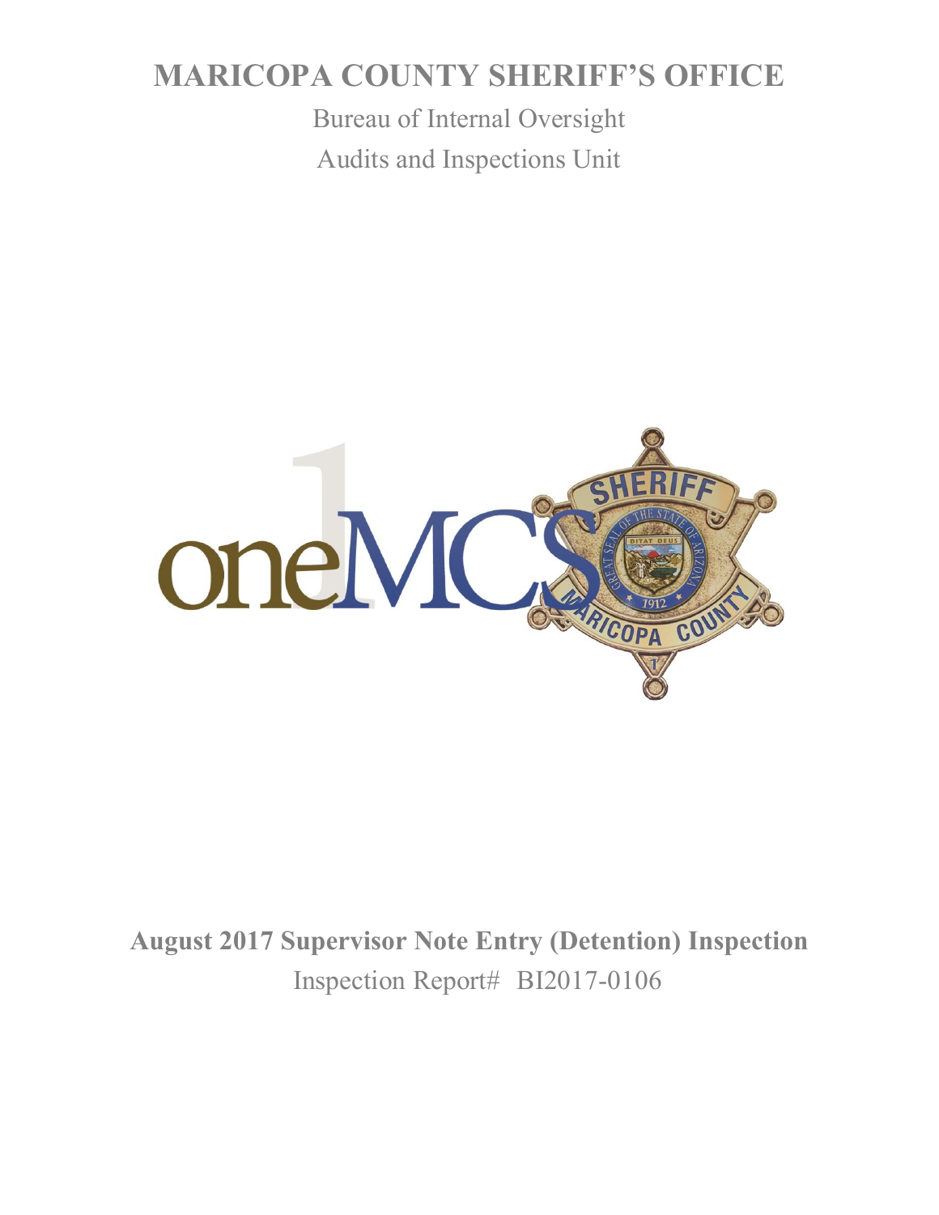# MARICOPA COUNTY SHERIFF'S OFFICE

Bureau of Internal Oversight

Audits and Inspections Unit

**August 2017 Supervisor Note Entry (Detention) Inspection**

Inspection Report# BI2017-0106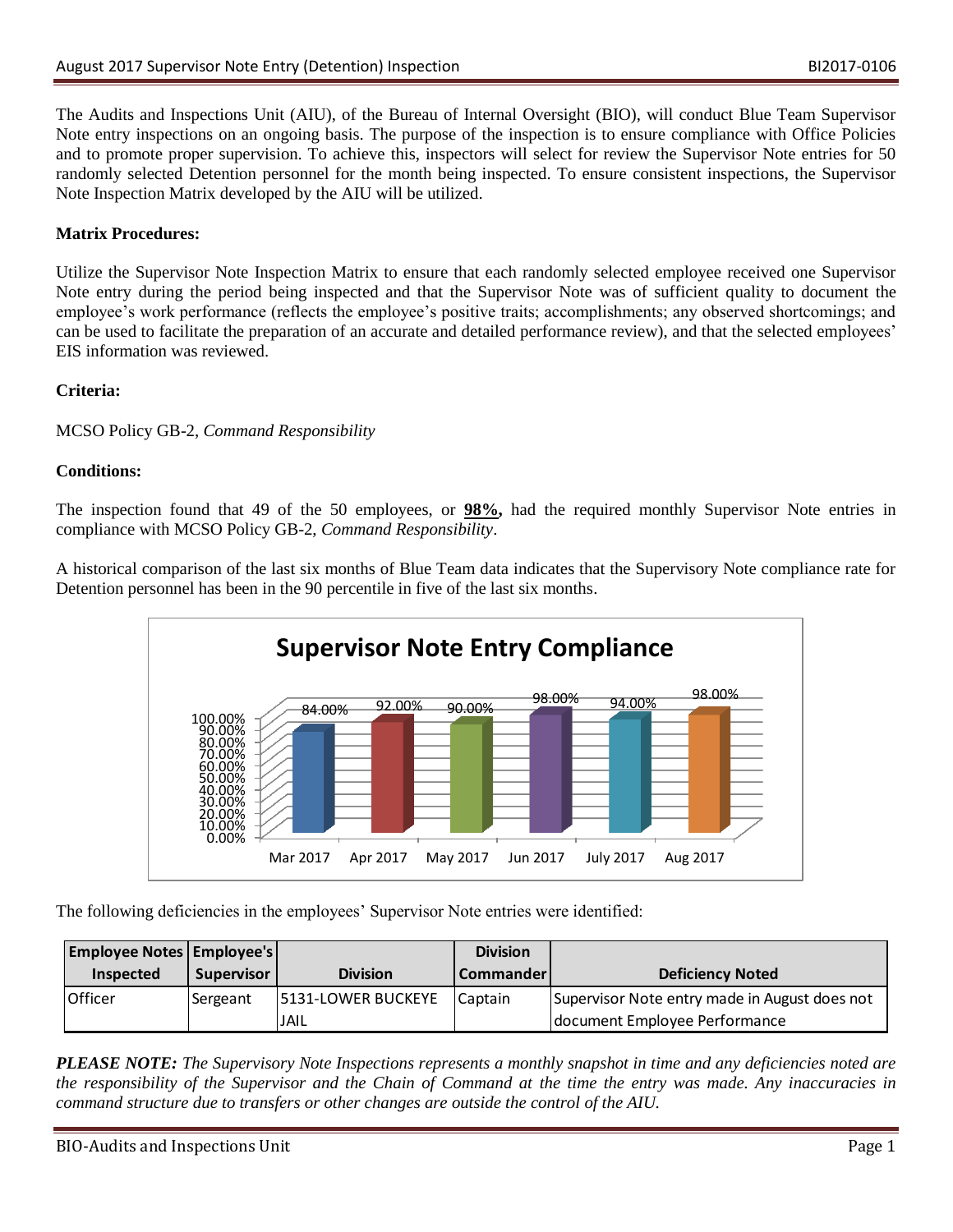The Audits and Inspections Unit (AIU), of the Bureau of Internal Oversight (BIO), will conduct Blue Team Supervisor Note entry inspections on an ongoing basis. The purpose of the inspection is to ensure compliance with Office Policies and to promote proper supervision. To achieve this, inspectors will select for review the Supervisor Note entries for 50 randomly selected Detention personnel for the month being inspected. To ensure consistent inspections, the Supervisor Note Inspection Matrix developed by the AIU will be utilized.

**Matrix Procedures:**

Utilize the Supervisor Note Inspection Matrix to ensure that each randomly selected employee received one Supervisor Note entry during the period being inspected and that the Supervisor Note was of sufficient quality to document the employee's work performance (reflects the employee's positive traits; accomplishments; any observed shortcomings; and can be used to facilitate the preparation of an accurate and detailed performance review), and that the selected employees' EIS information was reviewed.

**Criteria:**

MCSO Policy GB-2, *Command Responsibility*

**Conditions:**

The inspection found that 49 of the 50 employees, or **98%,** had the required monthly Supervisor Note entries in compliance with MCSO Policy GB-2, *Command Responsibility*.

A historical comparison of the last six months of Blue Team data indicates that the Supervisory Note compliance rate for Detention personnel has been in the 90 percentile in five of the last six months.

**Supervisor Note Entry Compliance**

| Month | Compliance |
|---|---|
| Mar 2017 | 84.00% |
| Apr 2017 | 92.00% |
| May 2017 | 90.00% |
| Jun 2017 | 98.00% |
| July 2017 | 94.00% |
| Aug 2017 | 98.00% |

The following deficiencies in the employees' Supervisor Note entries were identified:

| Employee Notes Inspected | Employee's Supervisor | Division | Division Commander | Deficiency Noted |
|---|---|---|---|---|
| Officer | Sergeant | 5131-LOWER BUCKEYE JAIL | Captain | Supervisor Note entry made in August does not document Employee Performance |

***PLEASE NOTE:*** *The Supervisory Note Inspections represents a monthly snapshot in time and any deficiencies noted are the responsibility of the Supervisor and the Chain of Command at the time the entry was made. Any inaccuracies in command structure due to transfers or other changes are outside the control of the AIU.*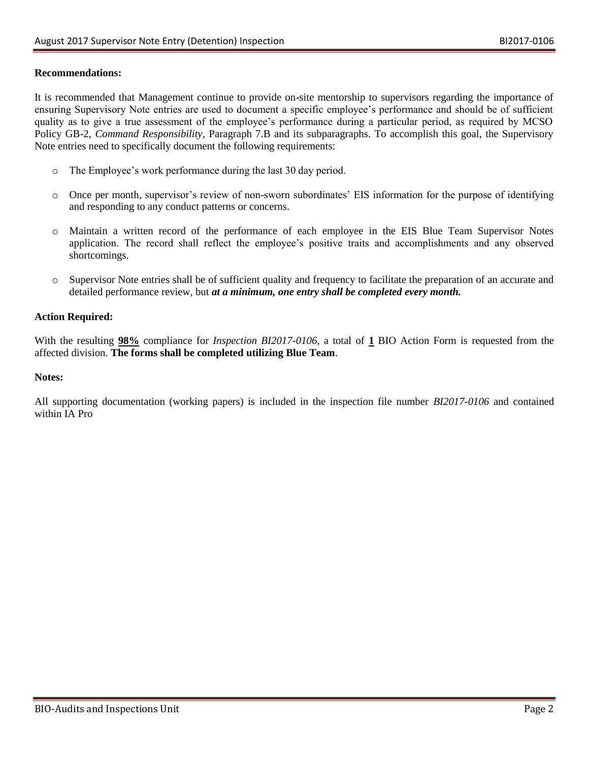**Recommendations:**

It is recommended that Management continue to provide on-site mentorship to supervisors regarding the importance of ensuring Supervisory Note entries are used to document a specific employee's performance and should be of sufficient quality as to give a true assessment of the employee's performance during a particular period, as required by MCSO Policy GB-2, *Command Responsibility*, Paragraph 7.B and its subparagraphs. To accomplish this goal, the Supervisory Note entries need to specifically document the following requirements:

- The Employee's work performance during the last 30 day period.
- Once per month, supervisor's review of non-sworn subordinates' EIS information for the purpose of identifying and responding to any conduct patterns or concerns.
- Maintain a written record of the performance of each employee in the EIS Blue Team Supervisor Notes application. The record shall reflect the employee's positive traits and accomplishments and any observed shortcomings.
- Supervisor Note entries shall be of sufficient quality and frequency to facilitate the preparation of an accurate and detailed performance review, but ***at a minimum, one entry shall be completed every month.***

**Action Required:**

With the resulting **98%** compliance for *Inspection BI2017-0106*, a total of **1** BIO Action Form is requested from the affected division. **The forms shall be completed utilizing Blue Team**.

**Notes:**

All supporting documentation (working papers) is included in the inspection file number *BI2017-0106* and contained within IA Pro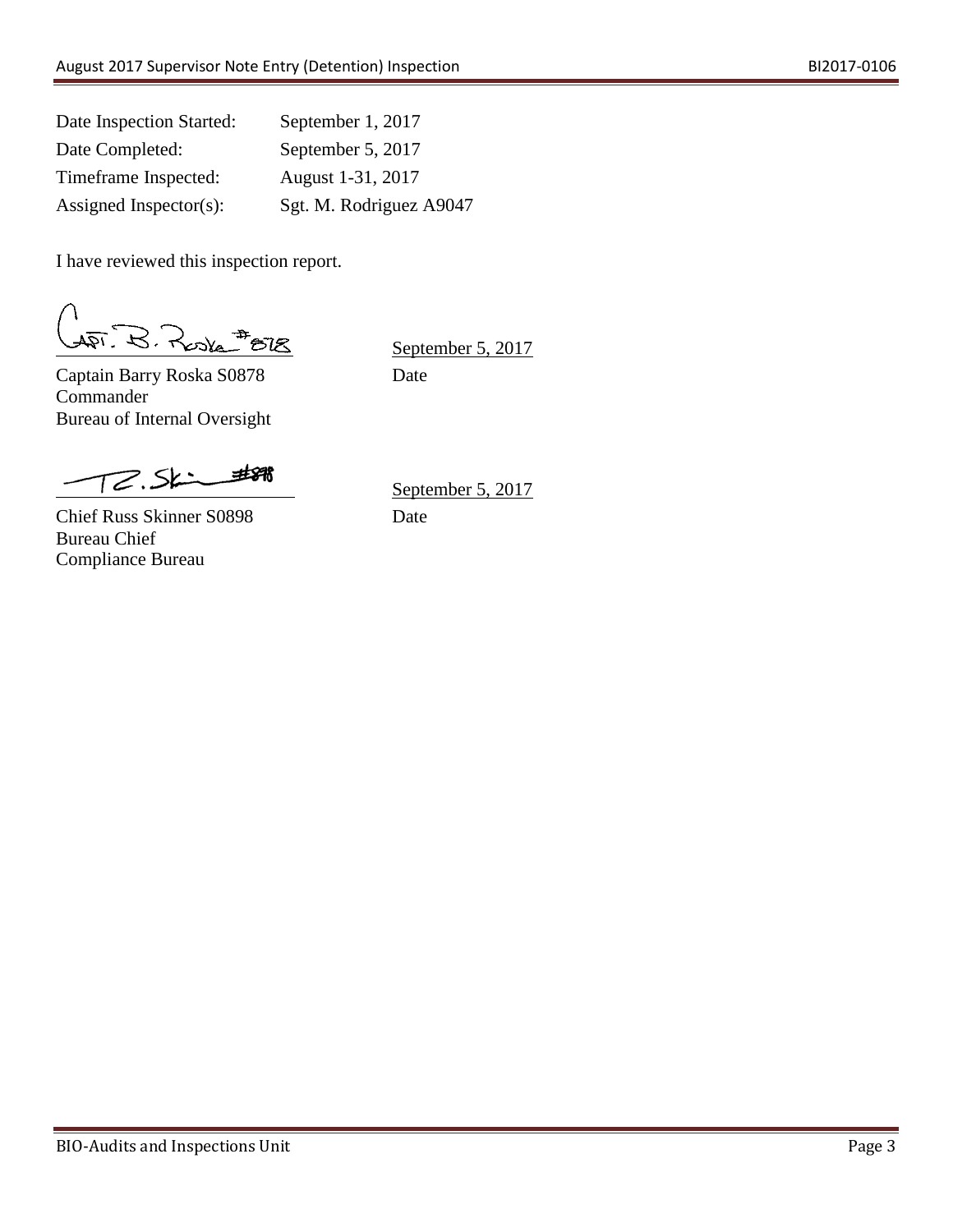| | |
|---|---|
| Date Inspection Started: | September 1, 2017 |
| Date Completed: | September 5, 2017 |
| Timeframe Inspected: | August 1-31, 2017 |
| Assigned Inspector(s): | Sgt. M. Rodriguez A9047 |

I have reviewed this inspection report.

Capt. B. Roska #878

Captain Barry Roska S0878
Commander
Bureau of Internal Oversight

September 5, 2017
Date

R. Skinner #898

Chief Russ Skinner S0898
Bureau Chief
Compliance Bureau

September 5, 2017
Date